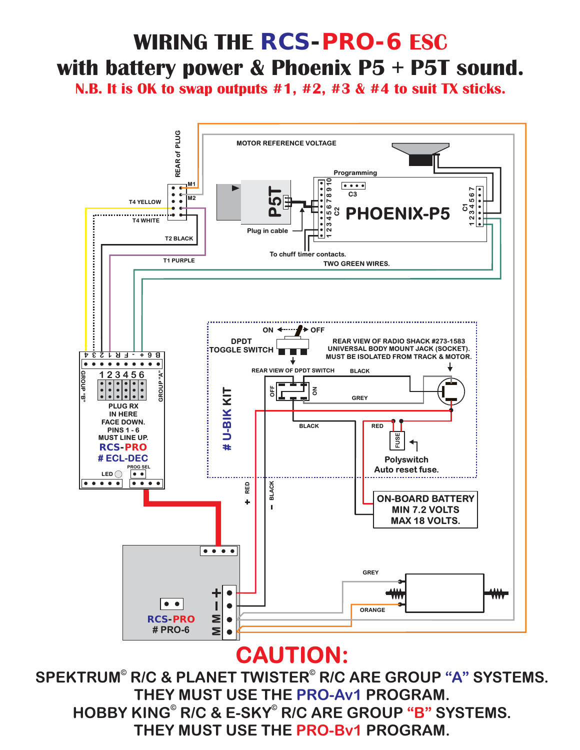# WIRING THE RCS-PRO-6 ESC with battery power & Phoenix P5 + P5T sound.

**N.B. It is OK to swap outputs #1, #2, #3 & #4 to suit TX sticks.**

MOTOR REFERENCE VOLTAGE

REAR of PLUG

M1

M2

T4 YELLOW

T4 WHITE

T2 BLACK

T1 PURPLE

P5T

Plug in cable

Programming

C3

C2

C1

PHOENIX-P5

To chuff timer contacts.

TWO GREEN WIRES.

4 3 2 1 R F - + 6 B

GROUP "B"

1 2 3 4 5 6

GROUP "A"

PLUG RX IN HERE FACE DOWN. PINS 1 - 6 MUST LINE UP.

RCS-PRO

# ECL-DEC

PROG SEL

LED

ON OFF

DPDT TOGGLE SWITCH

REAR VIEW OF RADIO SHACK #273-1583 UNIVERSAL BODY MOUNT JACK (SOCKET). MUST BE ISOLATED FROM TRACK & MOTOR.

REAR VIEW OF DPDT SWITCH

BLACK

OFF ON

GREY

# U-BIK KIT

BLACK

RED

FUSE

Polyswitch Auto reset fuse.

+ RED

− BLACK

ON-BOARD BATTERY MIN 7.2 VOLTS MAX 18 VOLTS.

GREY

ORANGE

+ − M M

RCS-PRO

# PRO-6

# CAUTION:

**SPEKTRUM© R/C & PLANET TWISTER© R/C ARE GROUP "A" SYSTEMS. THEY MUST USE THE PRO-Av1 PROGRAM.**

**HOBBY KING© R/C & E-SKY© R/C ARE GROUP "B" SYSTEMS. THEY MUST USE THE PRO-Bv1 PROGRAM.**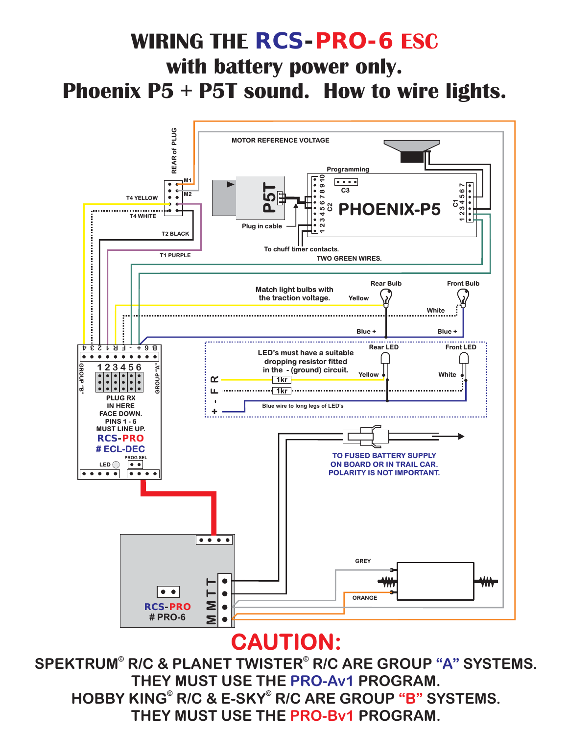# WIRING THE RCS-PRO-6 ESC with battery power only. Phoenix P5 + P5T sound. How to wire lights.

REAR of PLUG

M1

M2

T4 YELLOW

T4 WHITE

T2 BLACK

T1 PURPLE

MOTOR REFERENCE VOLTAGE

Programming

C3

P5T

PHOENIX-P5

C2

C1

Plug in cable

To chuff timer contacts.

TWO GREEN WIRES.

Match light bulbs with the traction voltage.

Rear Bulb

Front Bulb

Yellow

White

Blue +

Blue +

Rear LED

Front LED

LED's must have a suitable dropping resistor fitted in the - (ground) circuit.

Yellow

White

1kr

1kr

Blue wire to long legs of LED's

+ - F R

4 3 2 1 R F - + 6 B

GROUP "B"

GROUP "A"

1 2 3 4 5 6

PLUG RX IN HERE FACE DOWN. PINS 1 - 6 MUST LINE UP.

RCS-PRO # ECL-DEC

LED

PROG SEL

TO FUSED BATTERY SUPPLY ON BOARD OR IN TRAIL CAR. POLARITY IS NOT IMPORTANT.

GREY

ORANGE

RCS-PRO # PRO-6

T T M M

## CAUTION:

SPEKTRUM© R/C & PLANET TWISTER© R/C ARE GROUP "A" SYSTEMS. THEY MUST USE THE PRO-Av1 PROGRAM.

HOBBY KING© R/C & E-SKY© R/C ARE GROUP "B" SYSTEMS. THEY MUST USE THE PRO-Bv1 PROGRAM.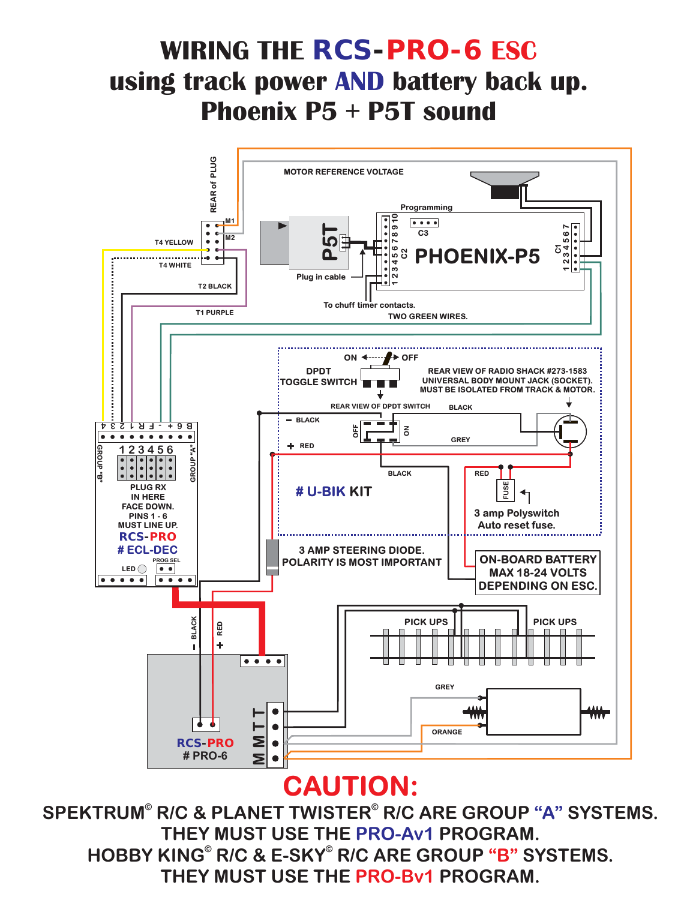# WIRING THE RCS-PRO-6 ESC using track power AND battery back up. Phoenix P5 + P5T sound

MOTOR REFERENCE VOLTAGE

REAR of PLUG

M1

M2

T4 YELLOW

T4 WHITE

T2 BLACK

T1 PURPLE

P5T

Plug in cable

Programming

C3

C2

1 2 3 4 5 6 7 8 9 10

PHOENIX-P5

C1

1 2 3 4 5 6 7

To chuff timer contacts.

TWO GREEN WIRES.

ON

OFF

DPDT TOGGLE SWITCH

REAR VIEW OF RADIO SHACK #273-1583 UNIVERSAL BODY MOUNT JACK (SOCKET). MUST BE ISOLATED FROM TRACK & MOTOR.

REAR VIEW OF DPDT SWITCH

BLACK

− BLACK

+ RED

OFF

ON

GREY

BLACK

RED

FUSE

# U-BIK KIT

3 amp Polyswitch Auto reset fuse.

4 3 2 1 R F - + 6 B

GROUP "B"

1 2 3 4 5 6

GROUP "A"

PLUG RX IN HERE FACE DOWN. PINS 1 - 6 MUST LINE UP.

RCS-PRO # ECL-DEC

LED

PROG SEL

3 AMP STEERING DIODE. POLARITY IS MOST IMPORTANT

ON-BOARD BATTERY MAX 18-24 VOLTS DEPENDING ON ESC.

PICK UPS

PICK UPS

− BLACK

+ RED

GREY

ORANGE

RCS-PRO # PRO-6

T T M M

# CAUTION:

SPEKTRUM© R/C & PLANET TWISTER© R/C ARE GROUP "A" SYSTEMS. THEY MUST USE THE PRO-Av1 PROGRAM.

HOBBY KING© R/C & E-SKY© R/C ARE GROUP "B" SYSTEMS. THEY MUST USE THE PRO-Bv1 PROGRAM.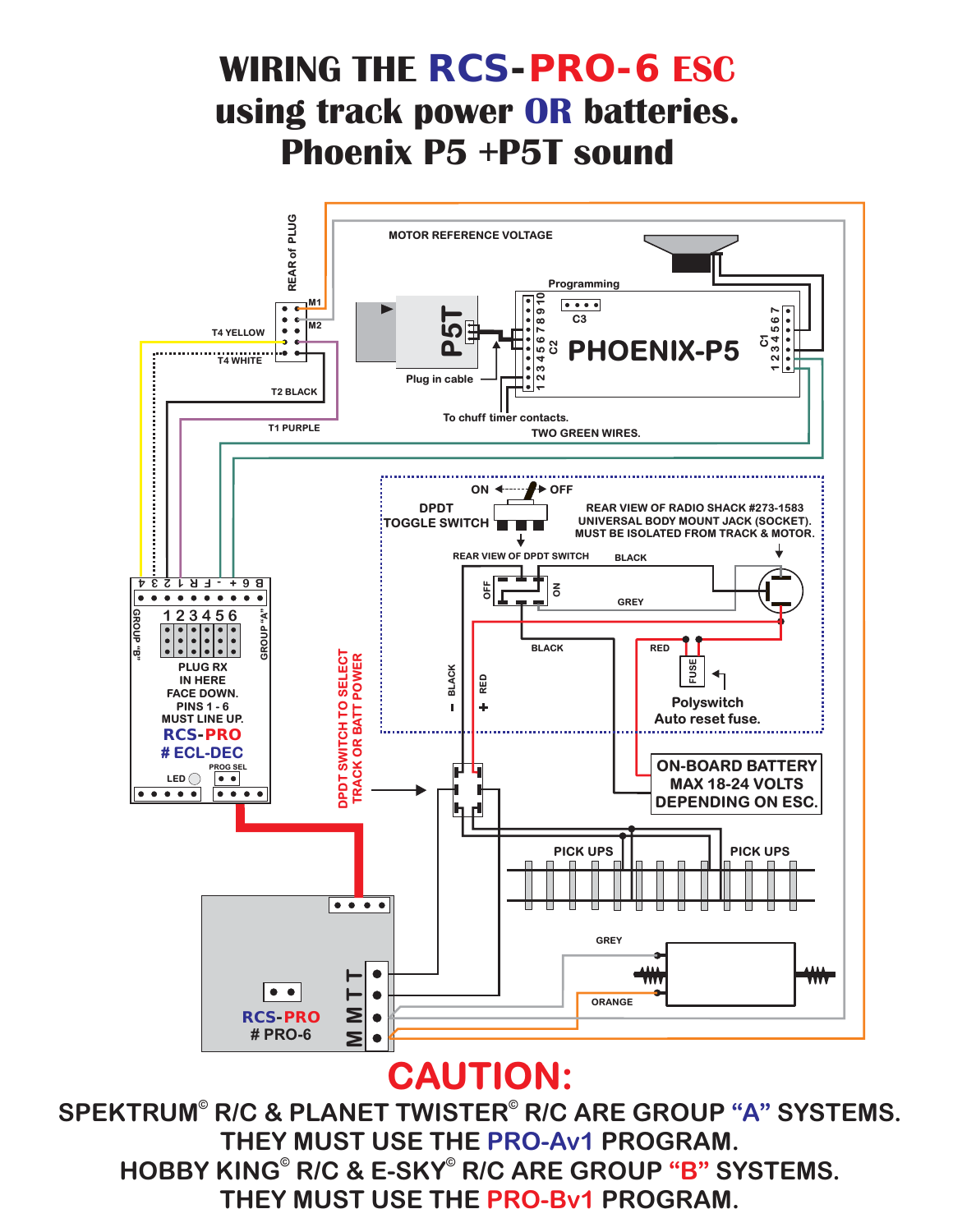# WIRING THE RCS-PRO-6 ESC using track power OR batteries. Phoenix P5 +P5T sound

MOTOR REFERENCE VOLTAGE

REAR of PLUG

M1

M2

T4 YELLOW

T4 WHITE

T2 BLACK

T1 PURPLE

Programming

C3

C2

PHOENIX-P5

C1

P5T

Plug in cable

To chuff timer contacts.

TWO GREEN WIRES.

ON OFF

DPDT TOGGLE SWITCH

REAR VIEW OF RADIO SHACK #273-1583 UNIVERSAL BODY MOUNT JACK (SOCKET). MUST BE ISOLATED FROM TRACK & MOTOR.

REAR VIEW OF DPDT SWITCH

BLACK

GREY

BLACK

RED

FUSE

Polyswitch Auto reset fuse.

− BLACK

+ RED

4 3 2 1 R F - + 6 B

GROUP "B"

1 2 3 4 5 6

GROUP "A"

PLUG RX IN HERE FACE DOWN. PINS 1 - 6 MUST LINE UP.

RCS-PRO # ECL-DEC

LED

PROG SEL

DPDT SWITCH TO SELECT TRACK OR BATT POWER

ON-BOARD BATTERY MAX 18-24 VOLTS DEPENDING ON ESC.

PICK UPS

PICK UPS

GREY

ORANGE

RCS-PRO # PRO-6

M M T T

# CAUTION:

SPEKTRUM© R/C & PLANET TWISTER© R/C ARE GROUP "A" SYSTEMS. THEY MUST USE THE PRO-Av1 PROGRAM.

HOBBY KING© R/C & E-SKY© R/C ARE GROUP "B" SYSTEMS. THEY MUST USE THE PRO-Bv1 PROGRAM.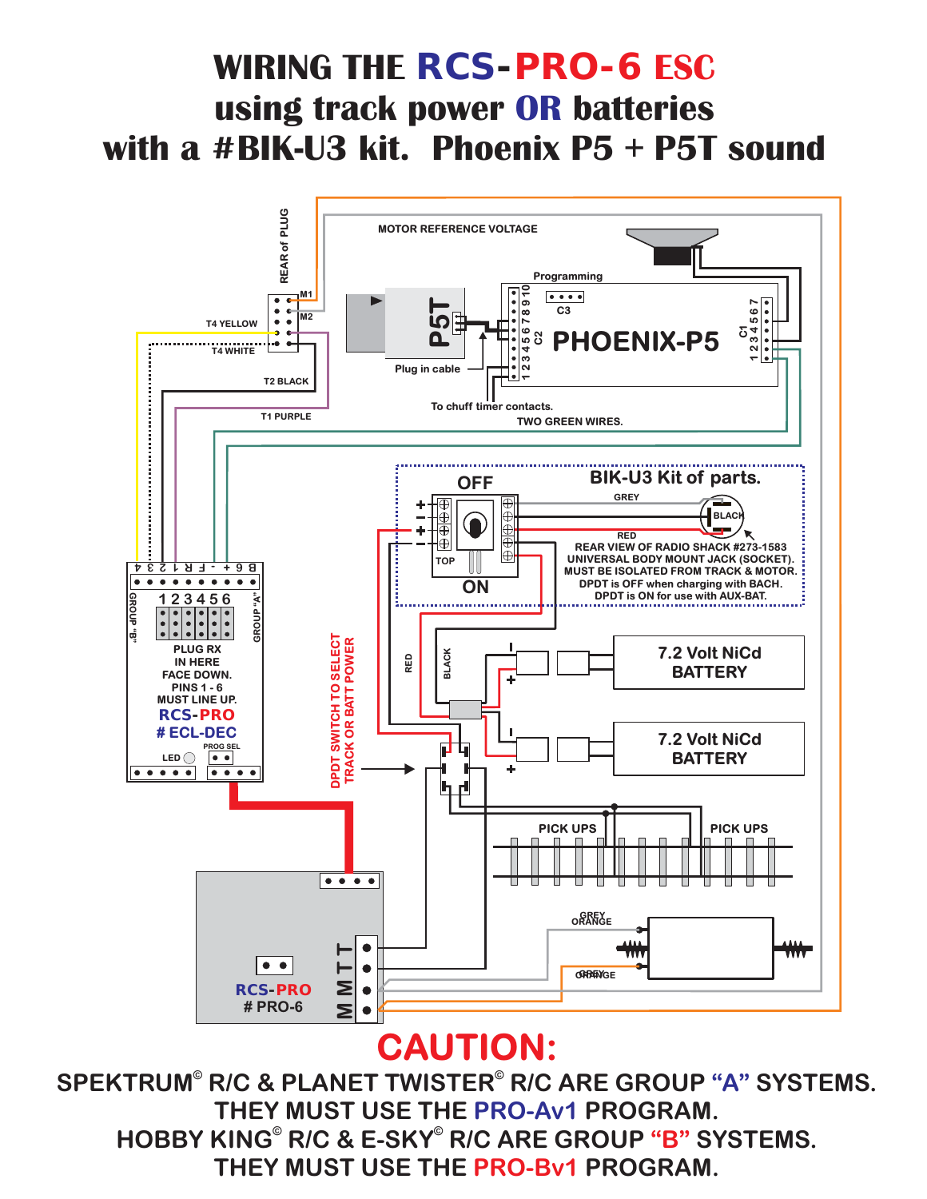# WIRING THE RCS-PRO-6 ESC using track power OR batteries with a #BIK-U3 kit. Phoenix P5 + P5T sound

MOTOR REFERENCE VOLTAGE

REAR of PLUG

M1

M2

T4 YELLOW

T4 WHITE

T2 BLACK

T1 PURPLE

Programming

C3

P5T

C2

1 2 3 4 5 6 7 8 9 10

PHOENIX-P5

C1

1 2 3 4 5 6 7

Plug in cable

To chuff timer contacts.

TWO GREEN WIRES.

OFF

BIK-U3 Kit of parts.

GREY

BLACK

RED

TOP

ON

REAR VIEW OF RADIO SHACK #273-1583 UNIVERSAL BODY MOUNT JACK (SOCKET). MUST BE ISOLATED FROM TRACK & MOTOR. DPDT is OFF when charging with BACH. DPDT is ON for use with AUX-BAT.

4 3 2 1 R F - + 6 B

GROUP "B"

1 2 3 4 5 6

GROUP "A"

PLUG RX IN HERE FACE DOWN. PINS 1 - 6 MUST LINE UP.

RCS-PRO

# ECL-DEC

PROG SEL

LED

DPDT SWITCH TO SELECT TRACK OR BATT POWER

RED

BLACK

7.2 Volt NiCd BATTERY

7.2 Volt NiCd BATTERY

PICK UPS

PICK UPS

GREY

ORANGE

GREY

ORANGE

RCS-PRO

# PRO-6

T T M M

## CAUTION:

SPEKTRUM© R/C & PLANET TWISTER© R/C ARE GROUP "A" SYSTEMS. THEY MUST USE THE PRO-Av1 PROGRAM.

HOBBY KING© R/C & E-SKY© R/C ARE GROUP "B" SYSTEMS. THEY MUST USE THE PRO-Bv1 PROGRAM.